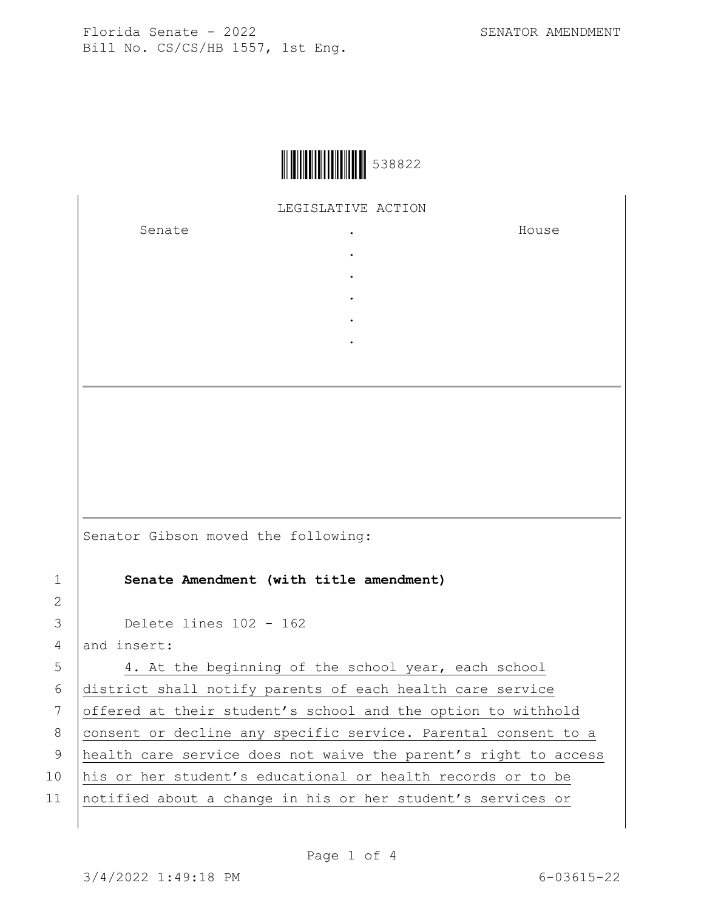Florida Senate - 2022 SENATOR AMENDMENT
Bill No. CS/CS/HB 1557, 1st Eng.

538822

LEGISLATIVE ACTION

| Senate | . | House |
|---|---|---|
| | . | |
| | . | |
| | . | |
| | . | |
| | . | |

Senator Gibson moved the following:

1 **Senate Amendment (with title amendment)**

2

3 Delete lines 102 - 162

4 and insert:

5 4. At the beginning of the school year, each school

6 district shall notify parents of each health care service

7 offered at their student's school and the option to withhold

8 consent or decline any specific service. Parental consent to a

9 health care service does not waive the parent's right to access

10 his or her student's educational or health records or to be

11 notified about a change in his or her student's services or

3/4/2022 1:49:18 PM 6-03615-22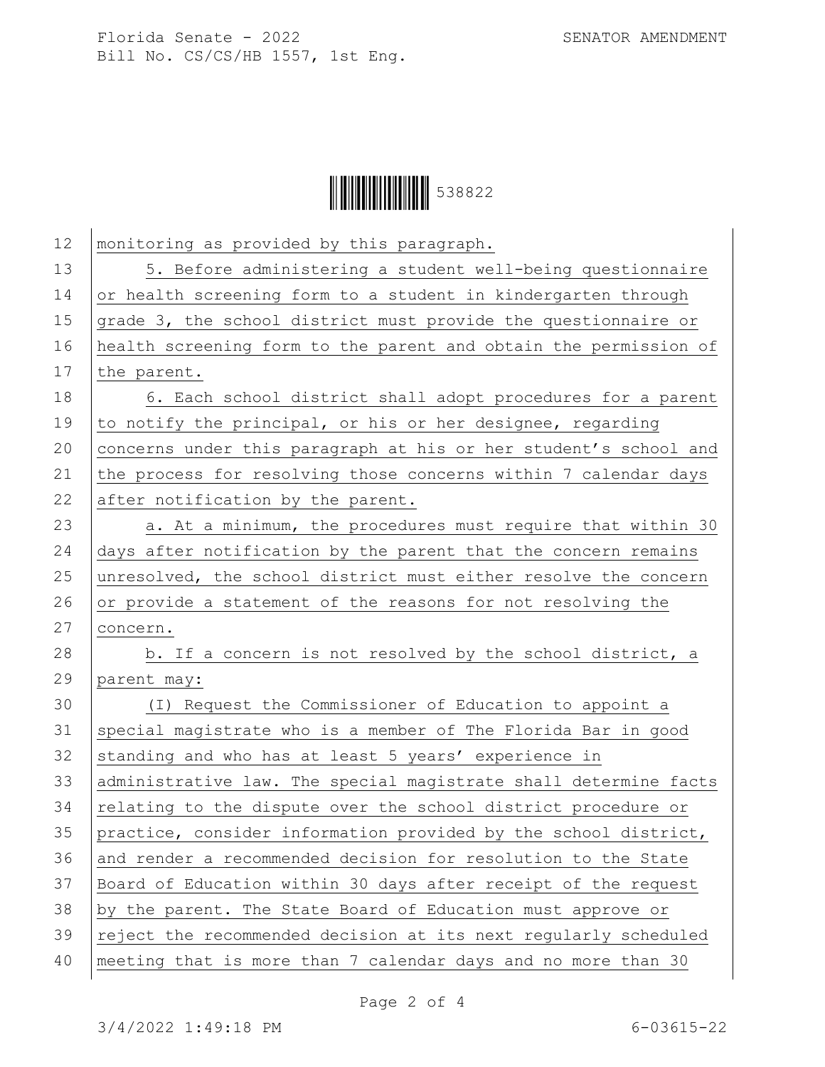monitoring as provided by this paragraph.

5. Before administering a student well-being questionnaire or health screening form to a student in kindergarten through grade 3, the school district must provide the questionnaire or health screening form to the parent and obtain the permission of the parent.

6. Each school district shall adopt procedures for a parent to notify the principal, or his or her designee, regarding concerns under this paragraph at his or her student's school and the process for resolving those concerns within 7 calendar days after notification by the parent.

a. At a minimum, the procedures must require that within 30 days after notification by the parent that the concern remains unresolved, the school district must either resolve the concern or provide a statement of the reasons for not resolving the concern.

b. If a concern is not resolved by the school district, a parent may:

(I) Request the Commissioner of Education to appoint a special magistrate who is a member of The Florida Bar in good standing and who has at least 5 years' experience in administrative law. The special magistrate shall determine facts relating to the dispute over the school district procedure or practice, consider information provided by the school district, and render a recommended decision for resolution to the State Board of Education within 30 days after receipt of the request by the parent. The State Board of Education must approve or reject the recommended decision at its next regularly scheduled meeting that is more than 7 calendar days and no more than 30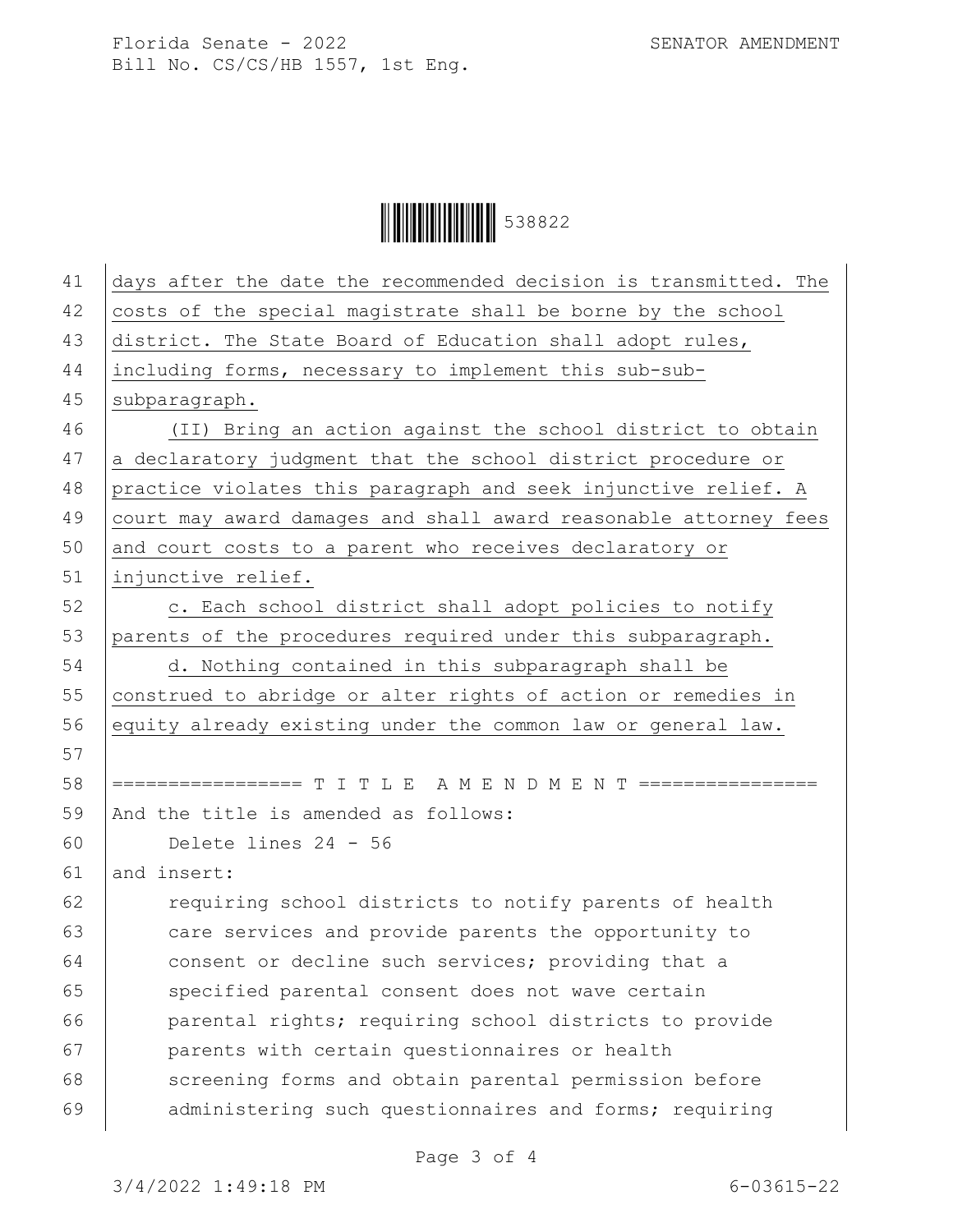days after the date the recommended decision is transmitted. The costs of the special magistrate shall be borne by the school district. The State Board of Education shall adopt rules, including forms, necessary to implement this sub-sub-subparagraph.

(II) Bring an action against the school district to obtain a declaratory judgment that the school district procedure or practice violates this paragraph and seek injunctive relief. A court may award damages and shall award reasonable attorney fees and court costs to a parent who receives declaratory or injunctive relief.

c. Each school district shall adopt policies to notify parents of the procedures required under this subparagraph.

d. Nothing contained in this subparagraph shall be construed to abridge or alter rights of action or remedies in equity already existing under the common law or general law.

================= T I T L E  A M E N D M E N T ================

And the title is amended as follows:

Delete lines 24 - 56

and insert:

requiring school districts to notify parents of health care services and provide parents the opportunity to consent or decline such services; providing that a specified parental consent does not wave certain parental rights; requiring school districts to provide parents with certain questionnaires or health screening forms and obtain parental permission before administering such questionnaires and forms; requiring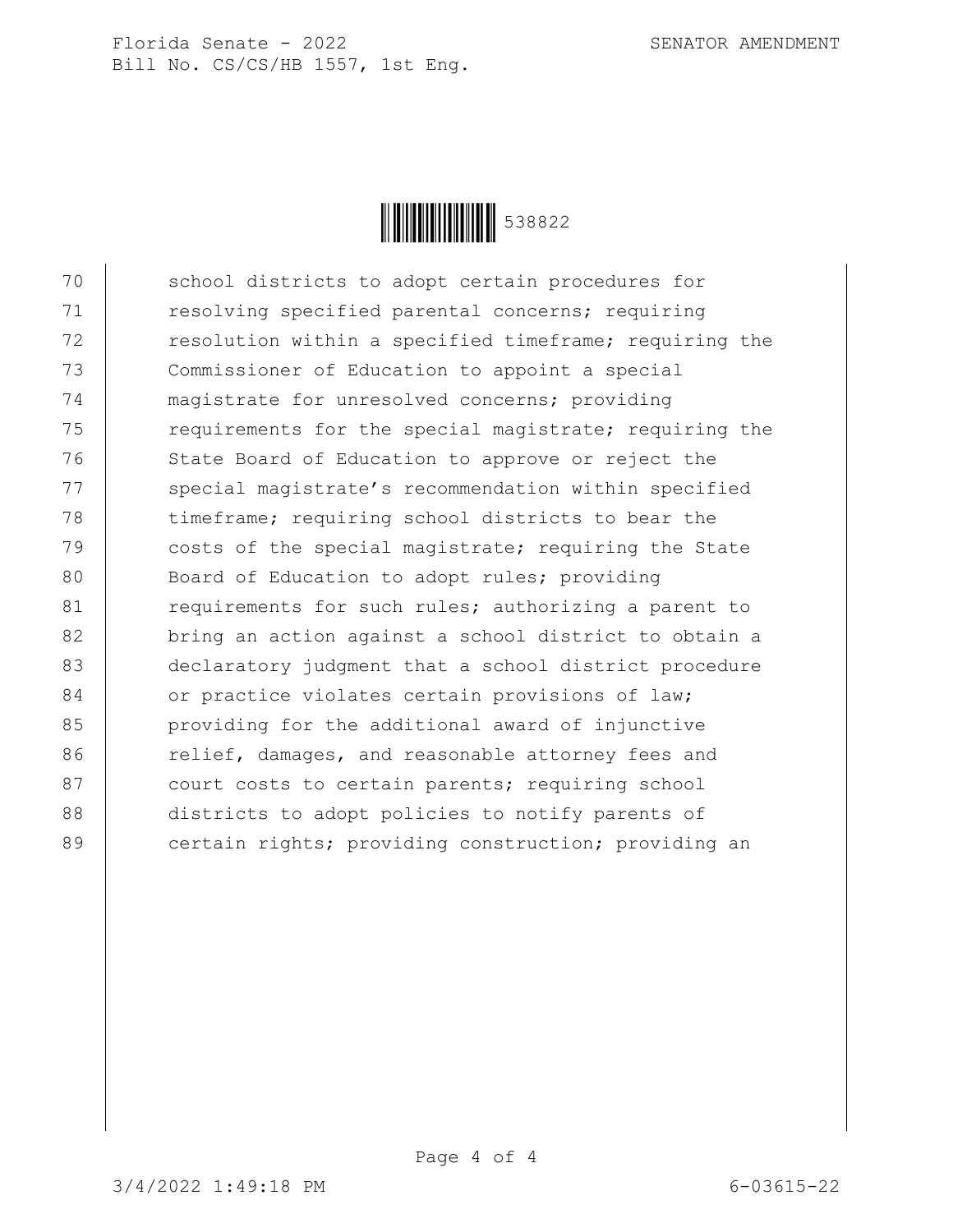70 school districts to adopt certain procedures for
71 resolving specified parental concerns; requiring
72 resolution within a specified timeframe; requiring the
73 Commissioner of Education to appoint a special
74 magistrate for unresolved concerns; providing
75 requirements for the special magistrate; requiring the
76 State Board of Education to approve or reject the
77 special magistrate's recommendation within specified
78 timeframe; requiring school districts to bear the
79 costs of the special magistrate; requiring the State
80 Board of Education to adopt rules; providing
81 requirements for such rules; authorizing a parent to
82 bring an action against a school district to obtain a
83 declaratory judgment that a school district procedure
84 or practice violates certain provisions of law;
85 providing for the additional award of injunctive
86 relief, damages, and reasonable attorney fees and
87 court costs to certain parents; requiring school
88 districts to adopt policies to notify parents of
89 certain rights; providing construction; providing an